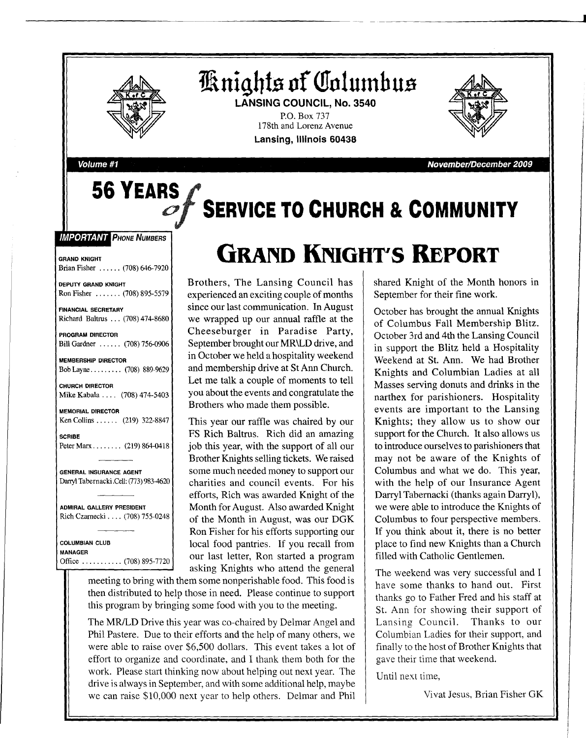# Knights of Columbus

**LANSING COUNCIL, No. 3540**

P.O. Box 737
178th and Lorenz Avenue
**Lansing, Illinois 60438**

*Volume #1* — *November/December 2009*

# 56 YEARS of SERVICE TO CHURCH & COMMUNITY

**IMPORTANT PHONE NUMBERS**

**GRAND KNIGHT**
Brian Fisher ...... (708) 646-7920

**DEPUTY GRAND KNIGHT**
Ron Fisher ....... (708) 895-5579

**FINANCIAL SECRETARY**
Richard Baltrus ... (708) 474-8680

**PROGRAM DIRECTOR**
Bill Gardner ...... (708) 756-0906

**MEMBERSHIP DIRECTOR**
Bob Layne......... (708) 889-9629

**CHURCH DIRECTOR**
Mike Kabala .... (708) 474-5403

**MEMORIAL DIRECTOR**
Ken Collins ...... (219) 322-8847

**SCRIBE**
Peter Marx........ (219) 864-0418

**GENERAL INSURANCE AGENT**
Darryl Tabernacki.Cell: (773) 983-4620

**ADMIRAL GALLERY PRESIDENT**
Rich Czarnecki .... (708) 755-0248

**COLUMBIAN CLUB MANAGER**
Office ........... (708) 895-7720

## GRAND KNIGHT'S REPORT

Brothers, The Lansing Council has experienced an exciting couple of months since our last communication. In August we wrapped up our annual raffle at the Cheeseburger in Paradise Party, September brought our MR\LD drive, and in October we held a hospitality weekend and membership drive at St Ann Church. Let me talk a couple of moments to tell you about the events and congratulate the Brothers who made them possible.

This year our raffle was chaired by our FS Rich Baltrus. Rich did an amazing job this year, with the support of all our Brother Knights selling tickets. We raised some much needed money to support our charities and council events. For his efforts, Rich was awarded Knight of the Month for August. Also awarded Knight of the Month in August, was our DGK Ron Fisher for his efforts supporting our local food pantries. If you recall from our last letter, Ron started a program asking Knights who attend the general meeting to bring with them some nonperishable food. This food is then distributed to help those in need. Please continue to support this program by bringing some food with you to the meeting.

The MR/LD Drive this year was co-chaired by Delmar Angel and Phil Pastere. Due to their efforts and the help of many others, we were able to raise over $6,500 dollars. This event takes a lot of effort to organize and coordinate, and I thank them both for the work. Please start thinking now about helping out next year. The drive is always in September, and with some additional help, maybe we can raise $10,000 next year to help others. Delmar and Phil shared Knight of the Month honors in September for their fine work.

October has brought the annual Knights of Columbus Fall Membership Blitz. October 3rd and 4th the Lansing Council in support the Blitz held a Hospitality Weekend at St. Ann. We had Brother Knights and Columbian Ladies at all Masses serving donuts and drinks in the narthex for parishioners. Hospitality events are important to the Lansing Knights; they allow us to show our support for the Church. It also allows us to introduce ourselves to parishioners that may not be aware of the Knights of Columbus and what we do. This year, with the help of our Insurance Agent Darryl Tabernacki (thanks again Darryl), we were able to introduce the Knights of Columbus to four perspective members. If you think about it, there is no better place to find new Knights than a Church filled with Catholic Gentlemen.

The weekend was very successful and I have some thanks to hand out. First thanks go to Father Fred and his staff at St. Ann for showing their support of Lansing Council. Thanks to our Columbian Ladies for their support, and finally to the host of Brother Knights that gave their time that weekend.

Until next time,

Vivat Jesus, Brian Fisher GK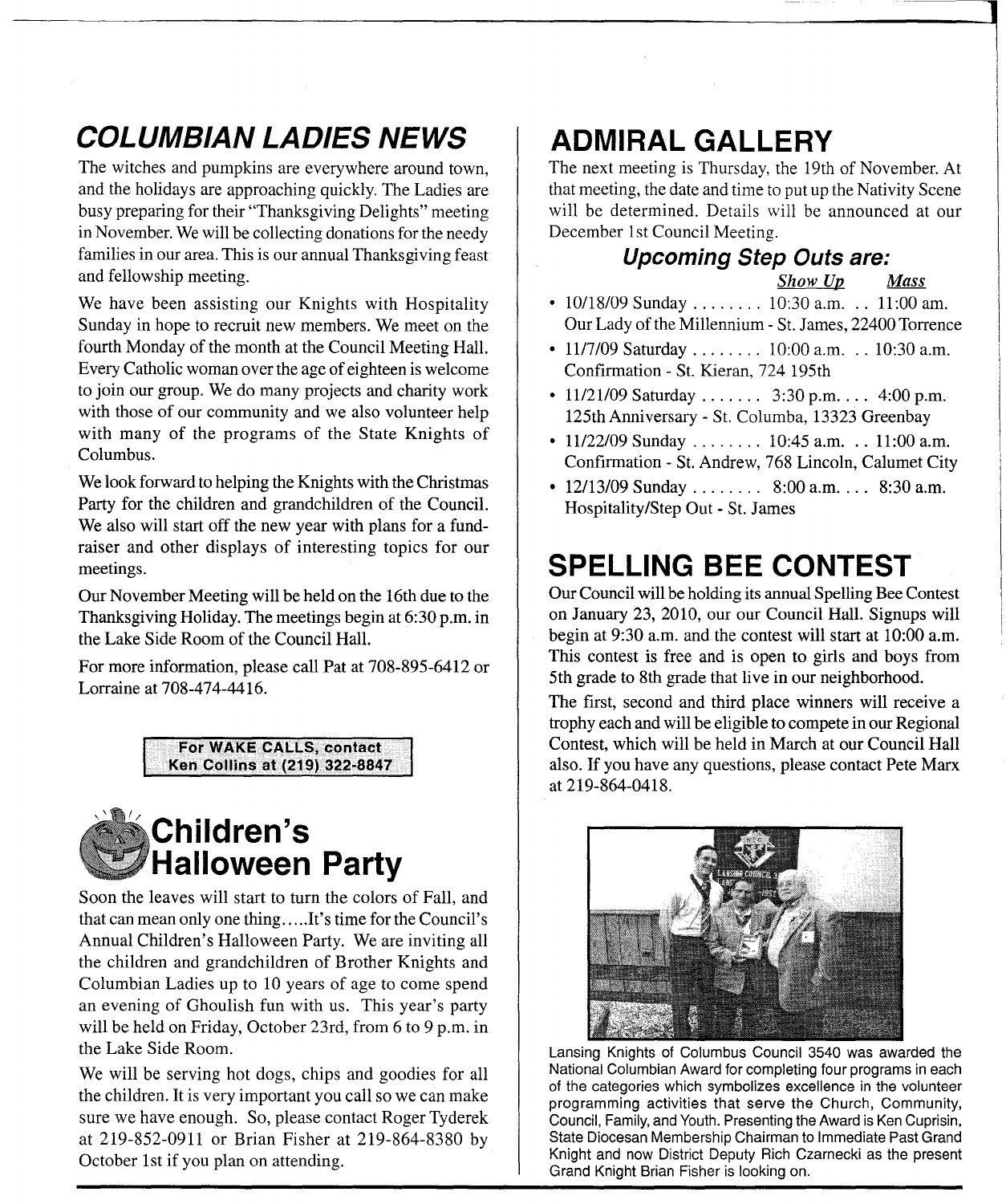## COLUMBIAN LADIES NEWS

The witches and pumpkins are everywhere around town, and the holidays are approaching quickly. The Ladies are busy preparing for their "Thanksgiving Delights" meeting in November. We will be collecting donations for the needy families in our area. This is our annual Thanksgiving feast and fellowship meeting.

We have been assisting our Knights with Hospitality Sunday in hope to recruit new members. We meet on the fourth Monday of the month at the Council Meeting Hall. Every Catholic woman over the age of eighteen is welcome to join our group. We do many projects and charity work with those of our community and we also volunteer help with many of the programs of the State Knights of Columbus.

We look forward to helping the Knights with the Christmas Party for the children and grandchildren of the Council. We also will start off the new year with plans for a fund-raiser and other displays of interesting topics for our meetings.

Our November Meeting will be held on the 16th due to the Thanksgiving Holiday. The meetings begin at 6:30 p.m. in the Lake Side Room of the Council Hall.

For more information, please call Pat at 708-895-6412 or Lorraine at 708-474-4416.

**For WAKE CALLS, contact Ken Collins at (219) 322-8847**

## Children's Halloween Party

Soon the leaves will start to turn the colors of Fall, and that can mean only one thing.....It's time for the Council's Annual Children's Halloween Party. We are inviting all the children and grandchildren of Brother Knights and Columbian Ladies up to 10 years of age to come spend an evening of Ghoulish fun with us. This year's party will be held on Friday, October 23rd, from 6 to 9 p.m. in the Lake Side Room.

We will be serving hot dogs, chips and goodies for all the children. It is very important you call so we can make sure we have enough. So, please contact Roger Tyderek at 219-852-0911 or Brian Fisher at 219-864-8380 by October 1st if you plan on attending.

## ADMIRAL GALLERY

The next meeting is Thursday, the 19th of November. At that meeting, the date and time to put up the Nativity Scene will be determined. Details will be announced at our December 1st Council Meeting.

### *Upcoming Step Outs are:*

| | *Show Up* | *Mass* |
|---|---|---|
| 10/18/09 Sunday | 10:30 a.m. | 11:00 am. |

- 10/18/09 Sunday ........ 10:30 a.m. .. 11:00 am.
  Our Lady of the Millennium - St. James, 22400 Torrence
- 11/7/09 Saturday ........ 10:00 a.m. .. 10:30 a.m.
  Confirmation - St. Kieran, 724 195th
- 11/21/09 Saturday ....... 3:30 p.m. ... 4:00 p.m.
  125th Anniversary - St. Columba, 13323 Greenbay
- 11/22/09 Sunday ........ 10:45 a.m. .. 11:00 a.m.
  Confirmation - St. Andrew, 768 Lincoln, Calumet City
- 12/13/09 Sunday ........ 8:00 a.m. ... 8:30 a.m.
  Hospitality/Step Out - St. James

## SPELLING BEE CONTEST

Our Council will be holding its annual Spelling Bee Contest on January 23, 2010, our our Council Hall. Signups will begin at 9:30 a.m. and the contest will start at 10:00 a.m. This contest is free and is open to girls and boys from 5th grade to 8th grade that live in our neighborhood.

The first, second and third place winners will receive a trophy each and will be eligible to compete in our Regional Contest, which will be held in March at our Council Hall also. If you have any questions, please contact Pete Marx at 219-864-0418.

Lansing Knights of Columbus Council 3540 was awarded the National Columbian Award for completing four programs in each of the categories which symbolizes excellence in the volunteer programming activities that serve the Church, Community, Council, Family, and Youth. Presenting the Award is Ken Cuprisin, State Diocesan Membership Chairman to Immediate Past Grand Knight and now District Deputy Rich Czarnecki as the present Grand Knight Brian Fisher is looking on.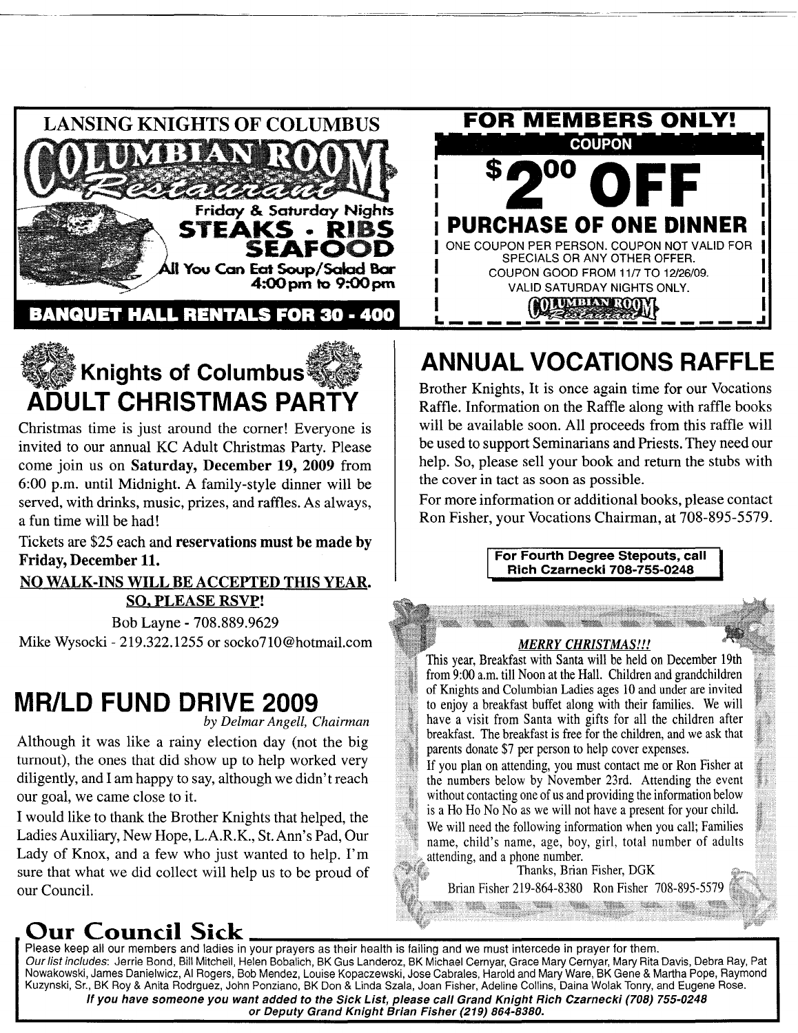## LANSING KNIGHTS OF COLUMBUS

### COLUMBIAN ROOM Restaurant

Friday & Saturday Nights

**STEAKS • RIBS SEAFOOD**

All You Can Eat Soup/Salad Bar
4:00pm to 9:00pm

**BANQUET HALL RENTALS FOR 30 - 400**

## FOR MEMBERS ONLY!

**COUPON**

# $2.00 OFF

**PURCHASE OF ONE DINNER**

ONE COUPON PER PERSON. COUPON NOT VALID FOR SPECIALS OR ANY OTHER OFFER.
COUPON GOOD FROM 11/7 TO 12/26/09.
VALID SATURDAY NIGHTS ONLY.

COLUMBIAN ROOM Restaurant

## Knights of Columbus ADULT CHRISTMAS PARTY

Christmas time is just around the corner! Everyone is invited to our annual KC Adult Christmas Party. Please come join us on **Saturday, December 19, 2009** from 6:00 p.m. until Midnight. A family-style dinner will be served, with drinks, music, prizes, and raffles. As always, a fun time will be had!

Tickets are $25 each and **reservations must be made by Friday, December 11.**

**NO WALK-INS WILL BE ACCEPTED THIS YEAR. SO, PLEASE RSVP!**

Bob Layne - 708.889.9629
Mike Wysocki - 219.322.1255 or socko710@hotmail.com

## MR/LD FUND DRIVE 2009

*by Delmar Angell, Chairman*

Although it was like a rainy election day (not the big turnout), the ones that did show up to help worked very diligently, and I am happy to say, although we didn't reach our goal, we came close to it.

I would like to thank the Brother Knights that helped, the Ladies Auxiliary, New Hope, L.A.R.K., St. Ann's Pad, Our Lady of Knox, and a few who just wanted to help. I'm sure that what we did collect will help us to be proud of our Council.

## ANNUAL VOCATIONS RAFFLE

Brother Knights, It is once again time for our Vocations Raffle. Information on the Raffle along with raffle books will be available soon. All proceeds from this raffle will be used to support Seminarians and Priests. They need our help. So, please sell your book and return the stubs with the cover in tact as soon as possible.

For more information or additional books, please contact Ron Fisher, your Vocations Chairman, at 708-895-5579.

**For Fourth Degree Stepouts, call Rich Czarnecki 708-755-0248**

*MERRY CHRISTMAS!!!*

This year, Breakfast with Santa will be held on December 19th from 9:00 a.m. till Noon at the Hall. Children and grandchildren of Knights and Columbian Ladies ages 10 and under are invited to enjoy a breakfast buffet along with their families. We will have a visit from Santa with gifts for all the children after breakfast. The breakfast is free for the children, and we ask that parents donate $7 per person to help cover expenses.

If you plan on attending, you must contact me or Ron Fisher at the numbers below by November 23rd. Attending the event without contacting one of us and providing the information below is a Ho Ho No No as we will not have a present for your child. We will need the following information when you call; Families name, child's name, age, boy, girl, total number of adults attending, and a phone number.

Thanks, Brian Fisher, DGK

Brian Fisher 219-864-8380 Ron Fisher 708-895-5579

## Our Council Sick

Please keep all our members and ladies in your prayers as their health is failing and we must intercede in prayer for them.

*Our list includes*: Jerrie Bond, Bill Mitchell, Helen Bobalich, BK Gus Landeroz, BK Michael Cernyar, Grace Mary Cernyar, Mary Rita Davis, Debra Ray, Pat Nowakowski, James Danielwicz, Al Rogers, Bob Mendez, Louise Kopaczewski, Jose Cabrales, Harold and Mary Ware, BK Gene & Martha Pope, Raymond Kuzynski, Sr., BK Roy & Anita Rodrguez, John Ponziano, BK Don & Linda Szala, Joan Fisher, Adeline Collins, Daina Wolak Tonry, and Eugene Rose.

***If you have someone you want added to the Sick List, please call Grand Knight Rich Czarnecki (708) 755-0248 or Deputy Grand Knight Brian Fisher (219) 864-8380.***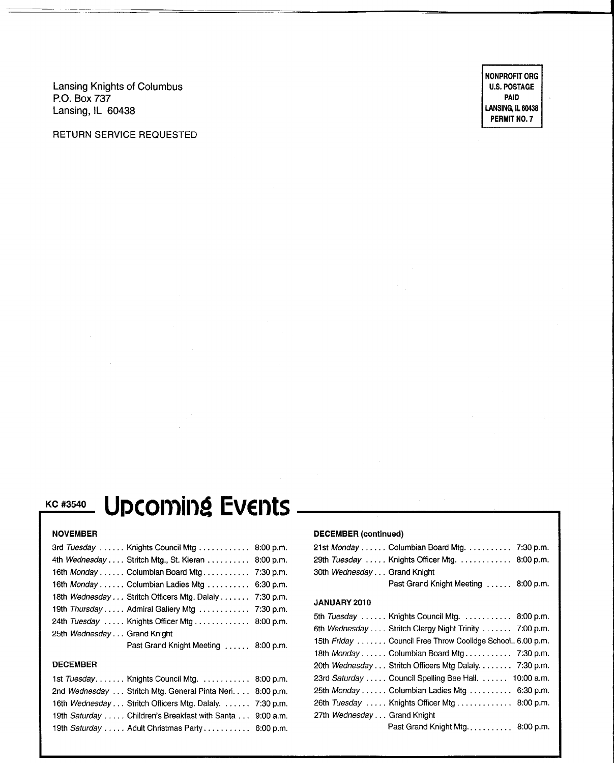Lansing Knights of Columbus
P.O. Box 737
Lansing, IL 60438

RETURN SERVICE REQUESTED

NONPROFIT ORG
U.S. POSTAGE
PAID
LANSING, IL 60438
PERMIT NO. 7

## KC #3540 Upcoming Events

**NOVEMBER**

| | | |
|---|---|---|
| 3rd *Tuesday* | Knights Council Mtg | 8:00 p.m. |
| 4th *Wednesday* | Stritch Mtg., St. Kieran | 8:00 p.m. |
| 16th *Monday* | Columbian Board Mtg | 7:30 p.m. |
| 16th *Monday* | Columbian Ladies Mtg | 6:30 p.m. |
| 18th *Wednesday* | Stritch Officers Mtg. Dalaly | 7:30 p.m. |
| 19th *Thursday* | Admiral Gallery Mtg | 7:30 p.m. |
| 24th *Tuesday* | Knights Officer Mtg | 8:00 p.m. |
| 25th *Wednesday* | Grand Knight Past Grand Knight Meeting | 8:00 p.m. |

**DECEMBER**

| | | |
|---|---|---|
| 1st *Tuesday* | Knights Council Mtg. | 8:00 p.m. |
| 2nd *Wednesday* | Stritch Mtg. General Pinta Neri. | 8:00 p.m. |
| 16th *Wednesday* | Stritch Officers Mtg. Dalaly. | 7:30 p.m. |
| 19th *Saturday* | Children's Breakfast with Santa | 9:00 a.m. |
| 19th *Saturday* | Adult Christmas Party | 6:00 p.m. |

**DECEMBER (continued)**

| | | |
|---|---|---|
| 21st *Monday* | Columbian Board Mtg. | 7:30 p.m. |
| 29th *Tuesday* | Knights Officer Mtg. | 8:00 p.m. |
| 30th *Wednesday* | Grand Knight Past Grand Knight Meeting | 8:00 p.m. |

**JANUARY 2010**

| | | |
|---|---|---|
| 5th *Tuesday* | Knights Council Mtg. | 8:00 p.m. |
| 6th *Wednesday* | Stritch Clergy Night Trinity | 7:00 p.m. |
| 15th *Friday* | Council Free Throw Coolidge School. | 6.00 p.m. |
| 18th *Monday* | Columbian Board Mtg | 7:30 p.m. |
| 20th *Wednesday* | Stritch Officers Mtg Dalaly. | 7:30 p.m. |
| 23rd *Saturday* | Council Spelling Bee Hall. | 10:00 a.m. |
| 25th *Monday* | Columbian Ladies Mtg | 6:30 p.m. |
| 26th *Tuesday* | Knights Officer Mtg | 8:00 p.m. |
| 27th *Wednesday* | Grand Knight Past Grand Knight Mtg. | 8:00 p.m. |